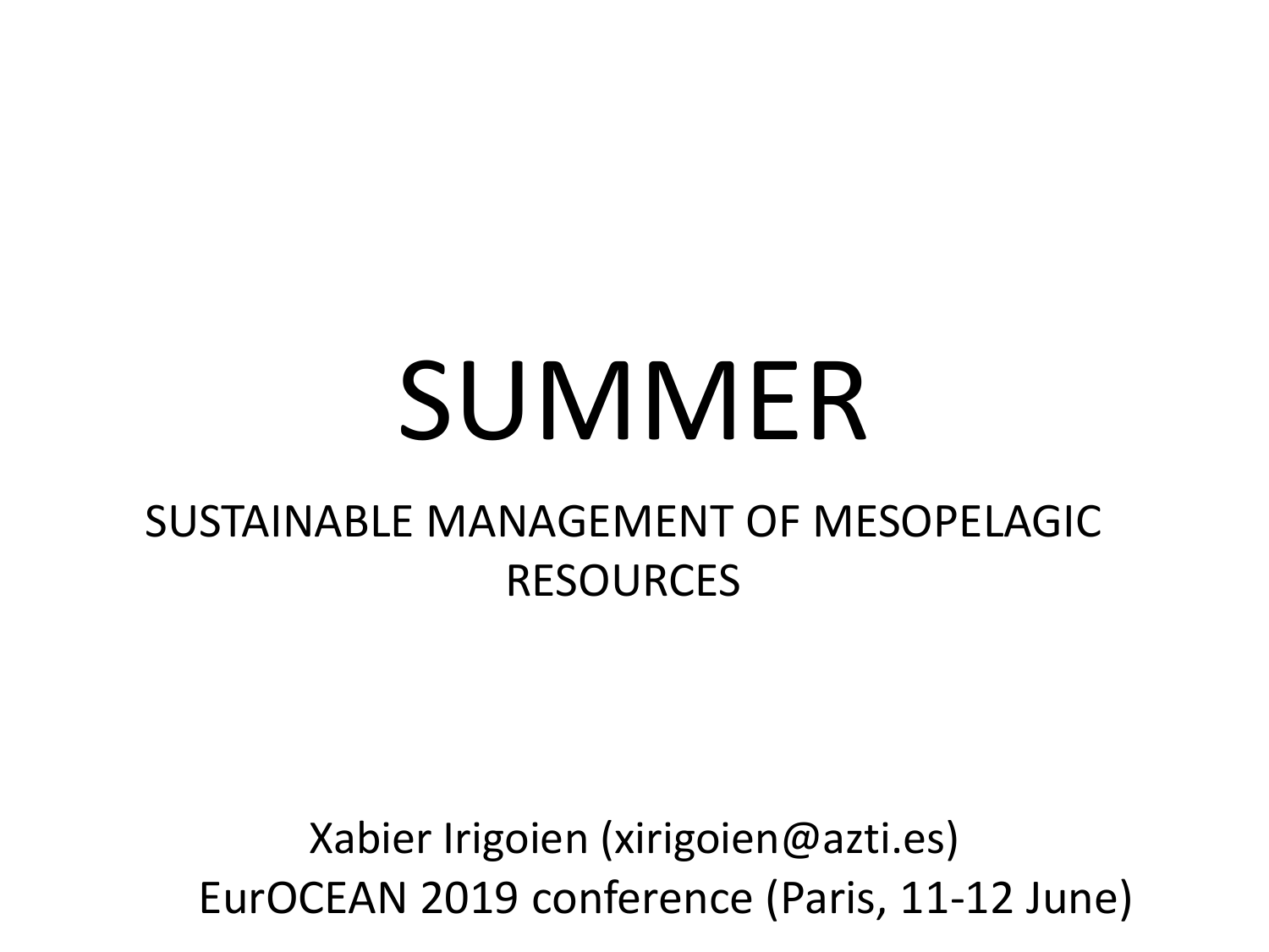# SUMMER

## SUSTAINABLE MANAGEMENT OF MESOPELAGIC RESOURCES

Xabier Irigoien (xirigoien@azti.es)

EurOCEAN 2019 conference (Paris, 11-12 June)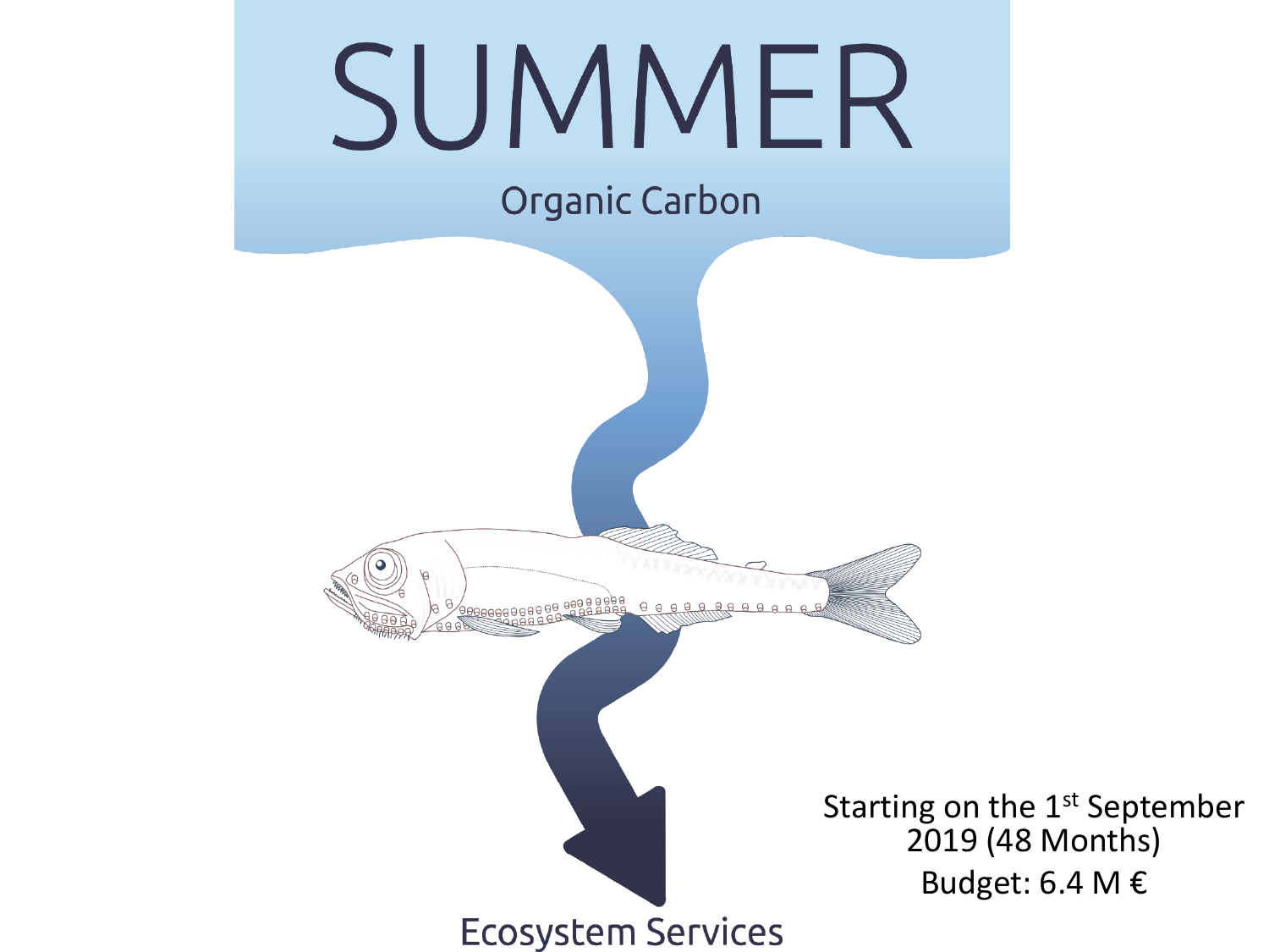# SUMMER

Organic Carbon

Ecosystem Services

Starting on the 1st September 2019 (48 Months)

Budget: 6.4 M €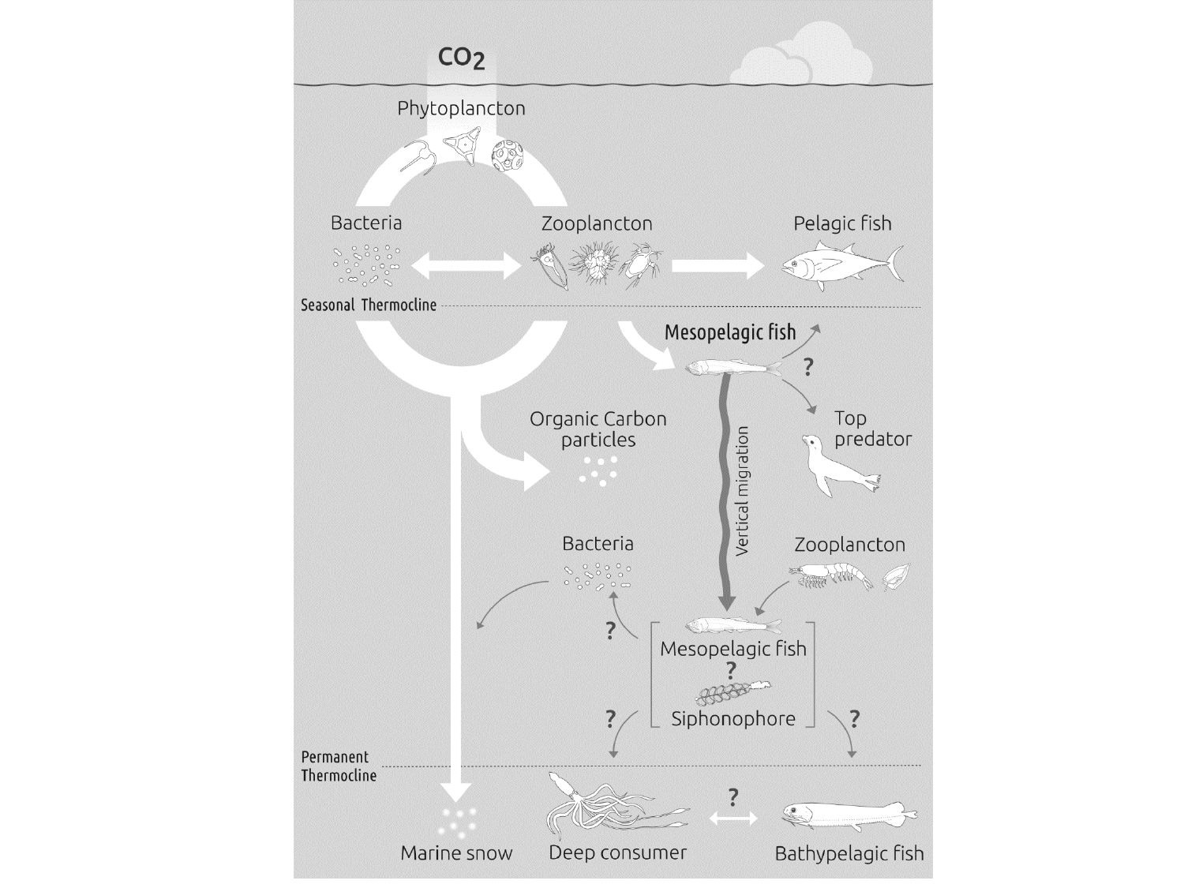$CO_2$

Phytoplancton

Bacteria

Zooplancton

Pelagic fish

Seasonal Thermocline

Mesopelagic fish

?

Top predator

Organic Carbon particles

Vertical migration

Bacteria

Zooplancton

?

Mesopelagic fish

?

Siphonophore

?

?

Permanent Thermocline

?

Marine snow

Deep consumer

Bathypelagic fish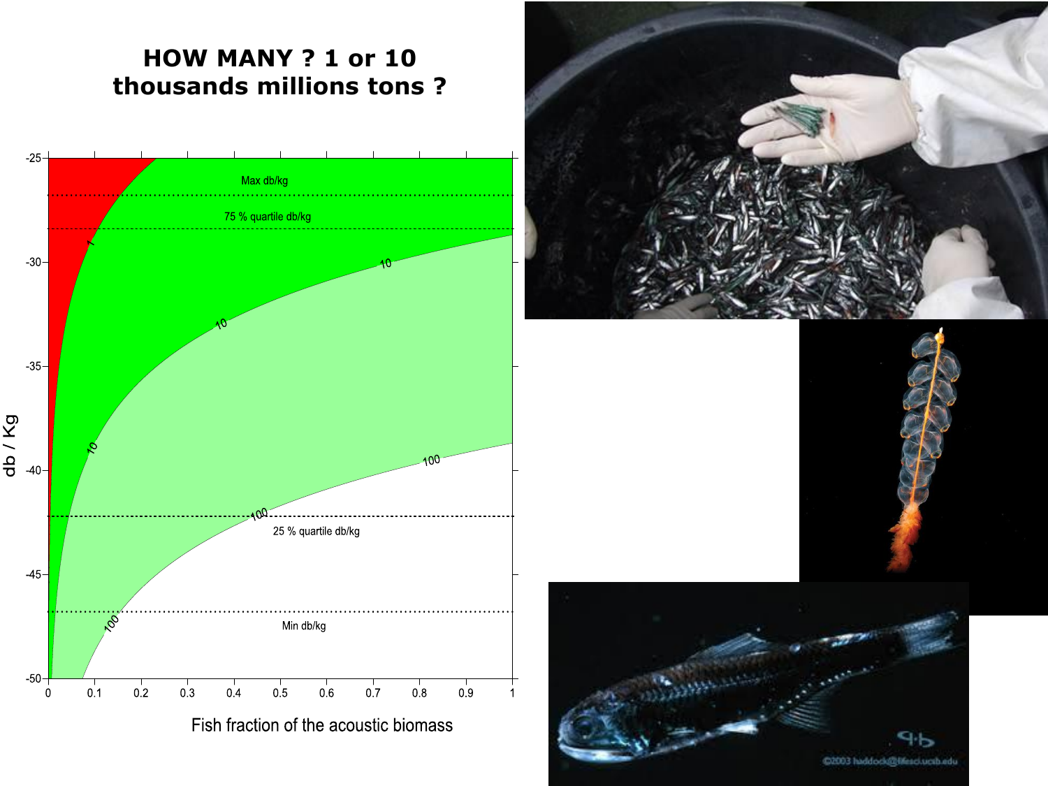# HOW MANY ? 1 or 10 thousands millions tons ?

Max db/kg

75 % quartile db/kg

25 % quartile db/kg

Min db/kg

db / Kg

Fish fraction of the acoustic biomass

©2003 haddock@lifesci.ucsb.edu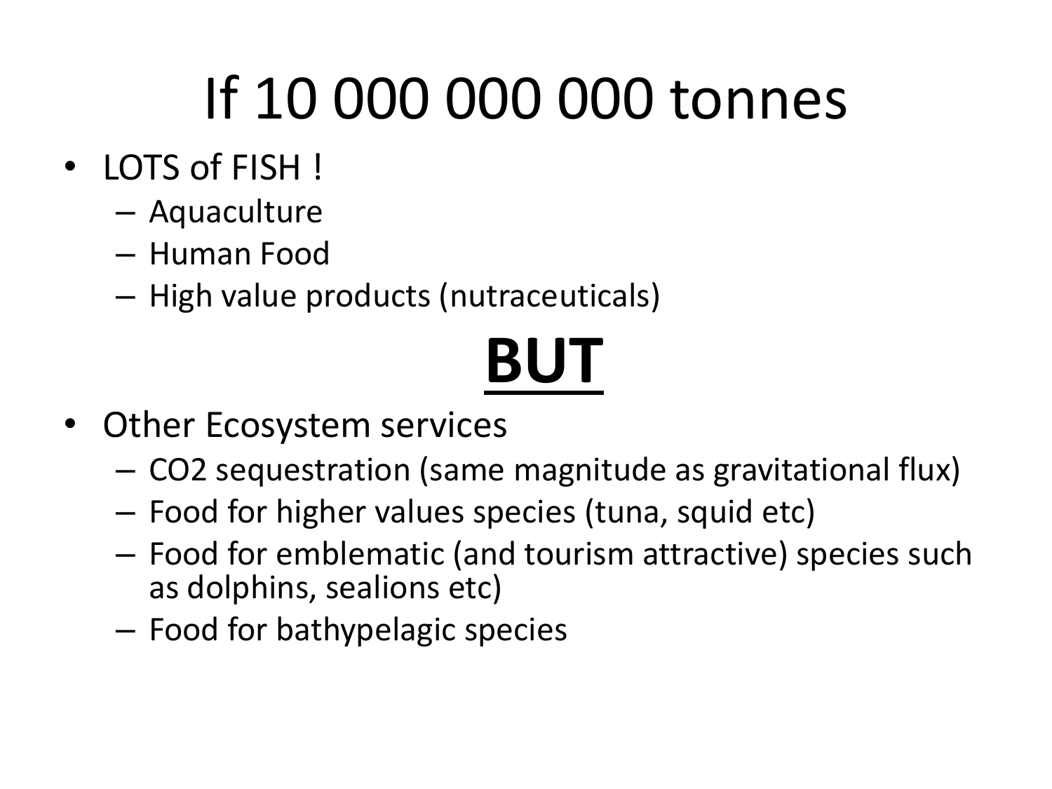# If 10 000 000 000 tonnes

- LOTS of FISH !
  - Aquaculture
  - Human Food
  - High value products (nutraceuticals)

## **BUT**

- Other Ecosystem services
  - $CO_2$ sequestration (same magnitude as gravitational flux)
  - Food for higher values species (tuna, squid etc)
  - Food for emblematic (and tourism attractive) species such as dolphins, sealions etc)
  - Food for bathypelagic species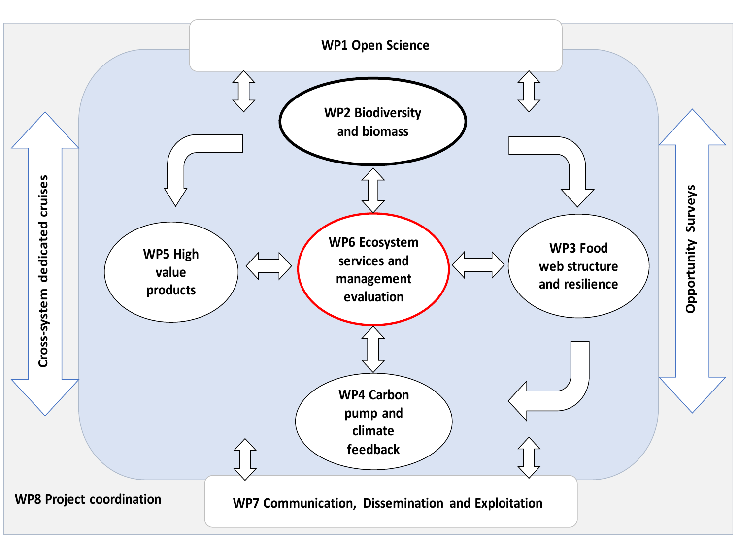WP1 Open Science

WP2 Biodiversity and biomass

WP5 High value products

WP6 Ecosystem services and management evaluation

WP3 Food web structure and resilience

WP4 Carbon pump and climate feedback

Cross-system dedicated cruises

Opportunity Surveys

WP8 Project coordination

WP7 Communication, Dissemination and Exploitation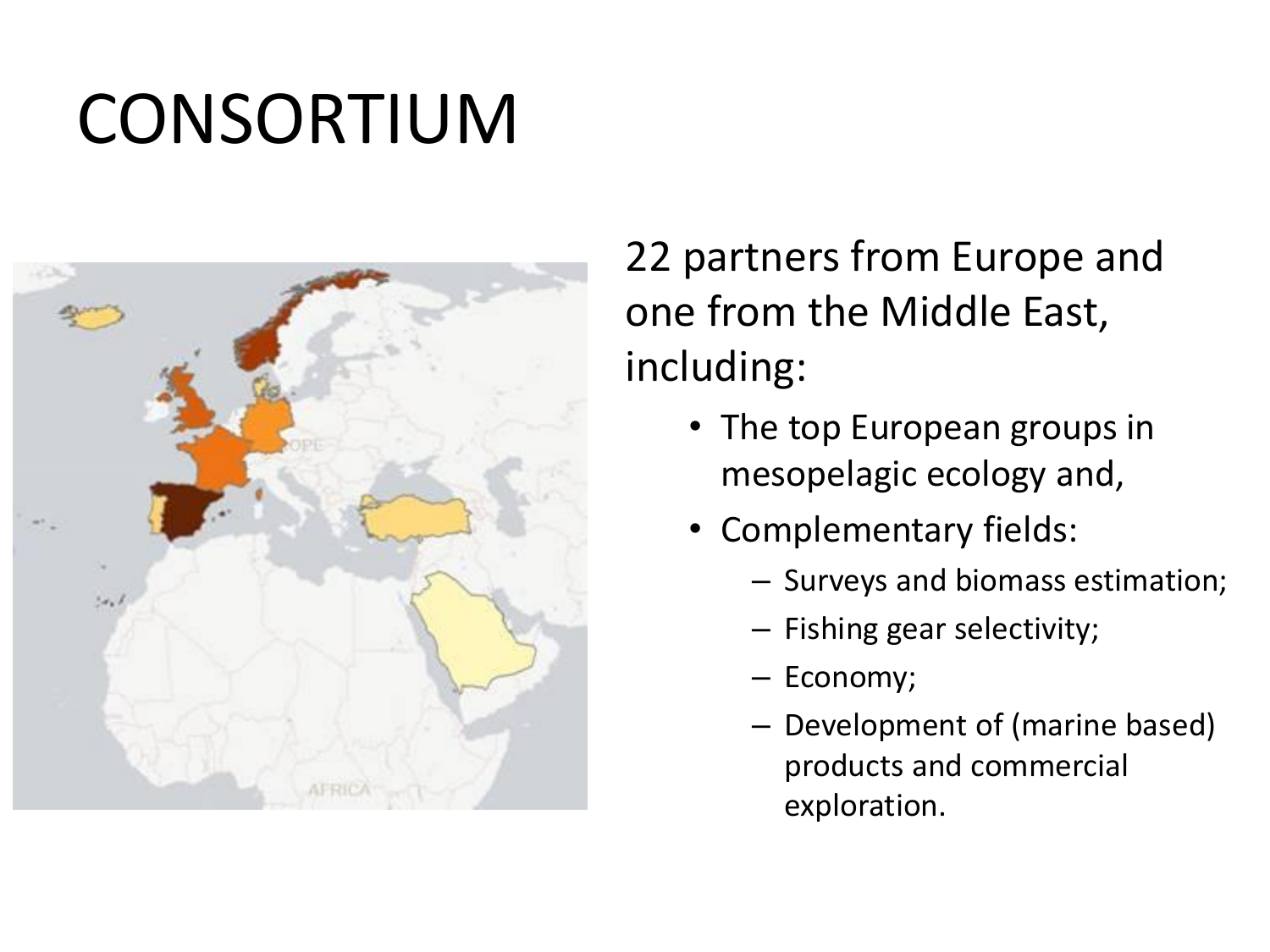# CONSORTIUM

22 partners from Europe and one from the Middle East, including:

- The top European groups in mesopelagic ecology and,
- Complementary fields:
  - Surveys and biomass estimation;
  - Fishing gear selectivity;
  - Economy;
  - Development of (marine based) products and commercial exploration.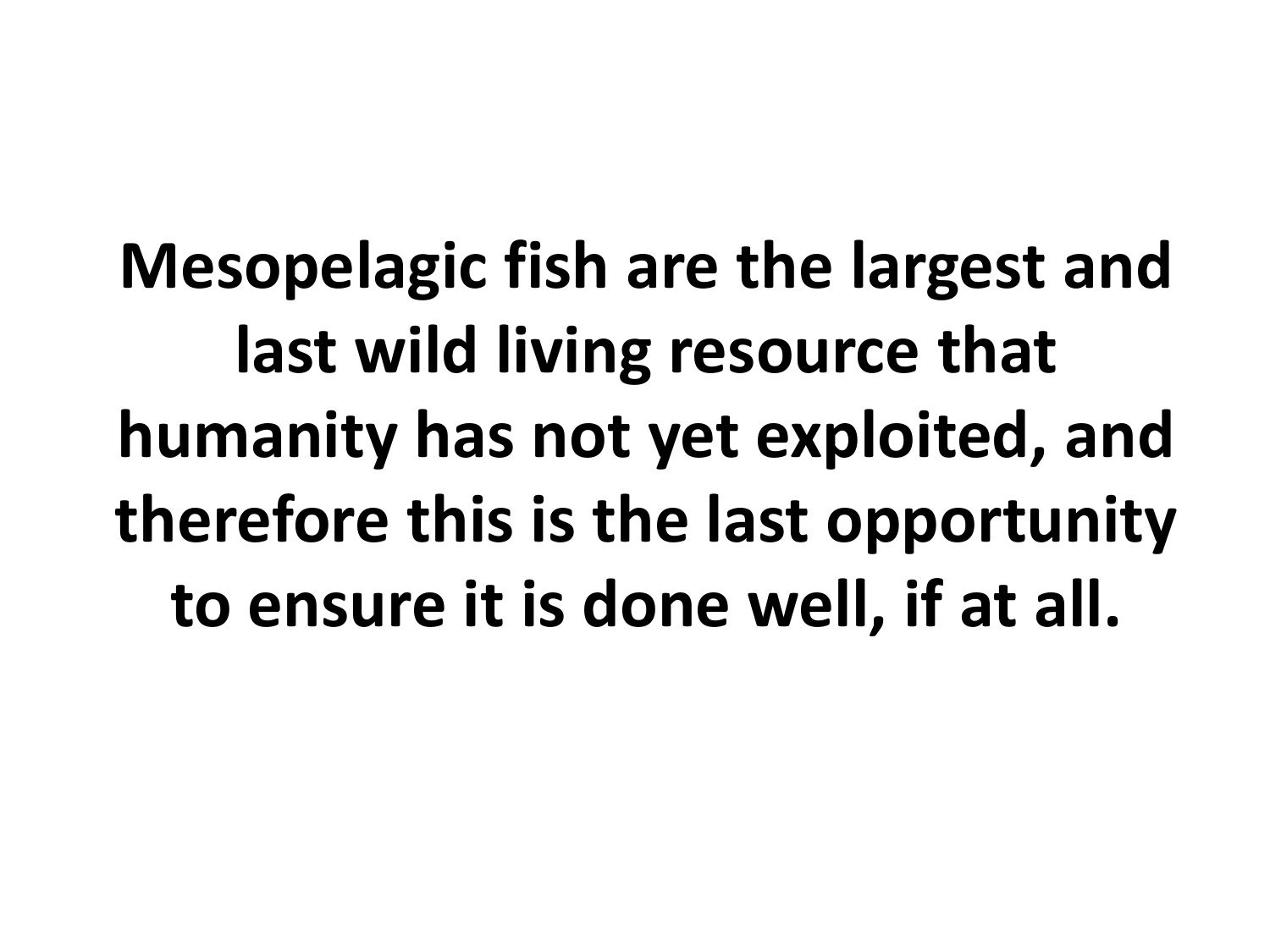**Mesopelagic fish are the largest and last wild living resource that humanity has not yet exploited, and therefore this is the last opportunity to ensure it is done well, if at all.**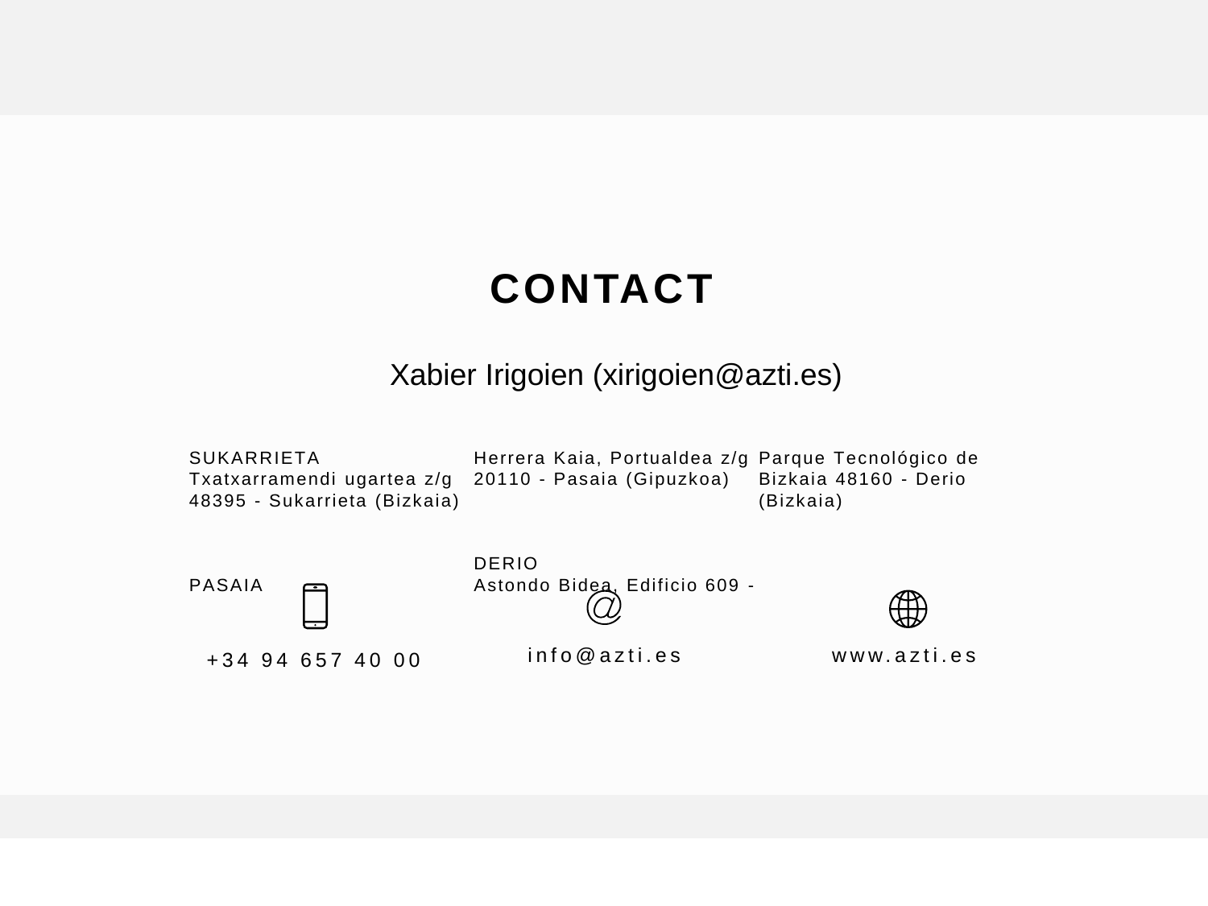# CONTACT

Xabier Irigoien (xirigoien@azti.es)

SUKARRIETA
Txatxarramendi ugartea z/g
48395 - Sukarrieta (Bizkaia)

PASAIA
Herrera Kaia, Portualdea z/g
20110 - Pasaia (Gipuzkoa)

DERIO
Astondo Bidea, Edificio 609 -
Parque Tecnológico de
Bizkaia 48160 - Derio
(Bizkaia)

+34 94 657 40 00

info@azti.es

www.azti.es